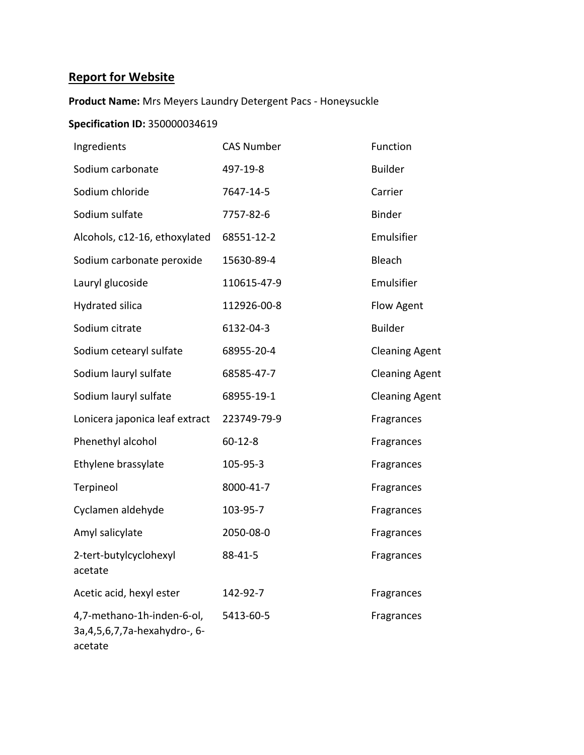## Report for Website

**Product Name:** Mrs Meyers Laundry Detergent Pacs - Honeysuckle

**Specification ID:** 350000034619

| Ingredients | CAS Number | Function |
| --- | --- | --- |
| Sodium carbonate | 497-19-8 | Builder |
| Sodium chloride | 7647-14-5 | Carrier |
| Sodium sulfate | 7757-82-6 | Binder |
| Alcohols, c12-16, ethoxylated | 68551-12-2 | Emulsifier |
| Sodium carbonate peroxide | 15630-89-4 | Bleach |
| Lauryl glucoside | 110615-47-9 | Emulsifier |
| Hydrated silica | 112926-00-8 | Flow Agent |
| Sodium citrate | 6132-04-3 | Builder |
| Sodium cetearyl sulfate | 68955-20-4 | Cleaning Agent |
| Sodium lauryl sulfate | 68585-47-7 | Cleaning Agent |
| Sodium lauryl sulfate | 68955-19-1 | Cleaning Agent |
| Lonicera japonica leaf extract | 223749-79-9 | Fragrances |
| Phenethyl alcohol | 60-12-8 | Fragrances |
| Ethylene brassylate | 105-95-3 | Fragrances |
| Terpineol | 8000-41-7 | Fragrances |
| Cyclamen aldehyde | 103-95-7 | Fragrances |
| Amyl salicylate | 2050-08-0 | Fragrances |
| 2-tert-butylcyclohexyl acetate | 88-41-5 | Fragrances |
| Acetic acid, hexyl ester | 142-92-7 | Fragrances |
| 4,7-methano-1h-inden-6-ol, 3a,4,5,6,7,7a-hexahydro-, 6-acetate | 5413-60-5 | Fragrances |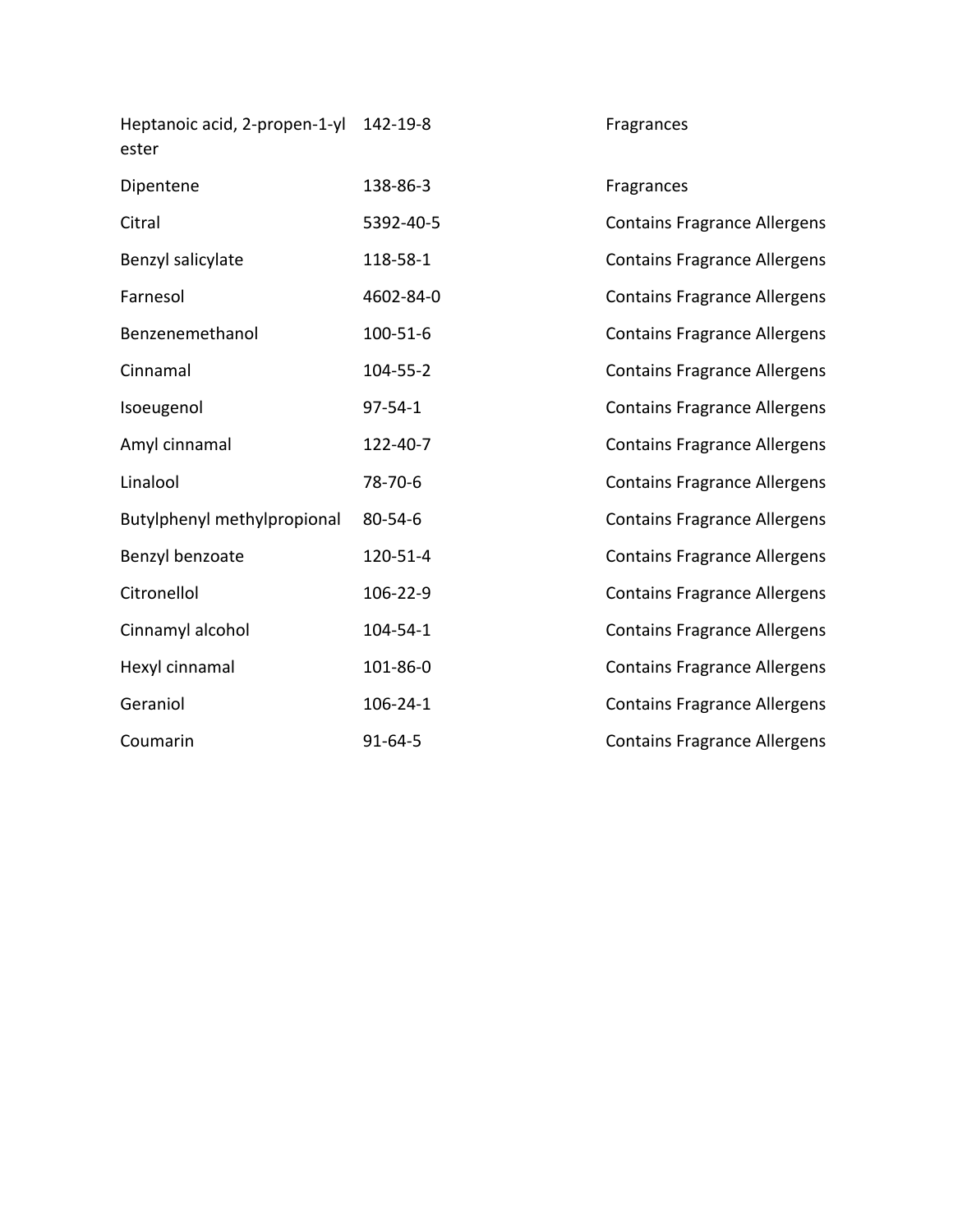| | | |
|---|---|---|
| Heptanoic acid, 2-propen-1-yl ester | 142-19-8 | Fragrances |
| Dipentene | 138-86-3 | Fragrances |
| Citral | 5392-40-5 | Contains Fragrance Allergens |
| Benzyl salicylate | 118-58-1 | Contains Fragrance Allergens |
| Farnesol | 4602-84-0 | Contains Fragrance Allergens |
| Benzenemethanol | 100-51-6 | Contains Fragrance Allergens |
| Cinnamal | 104-55-2 | Contains Fragrance Allergens |
| Isoeugenol | 97-54-1 | Contains Fragrance Allergens |
| Amyl cinnamal | 122-40-7 | Contains Fragrance Allergens |
| Linalool | 78-70-6 | Contains Fragrance Allergens |
| Butylphenyl methylpropional | 80-54-6 | Contains Fragrance Allergens |
| Benzyl benzoate | 120-51-4 | Contains Fragrance Allergens |
| Citronellol | 106-22-9 | Contains Fragrance Allergens |
| Cinnamyl alcohol | 104-54-1 | Contains Fragrance Allergens |
| Hexyl cinnamal | 101-86-0 | Contains Fragrance Allergens |
| Geraniol | 106-24-1 | Contains Fragrance Allergens |
| Coumarin | 91-64-5 | Contains Fragrance Allergens |